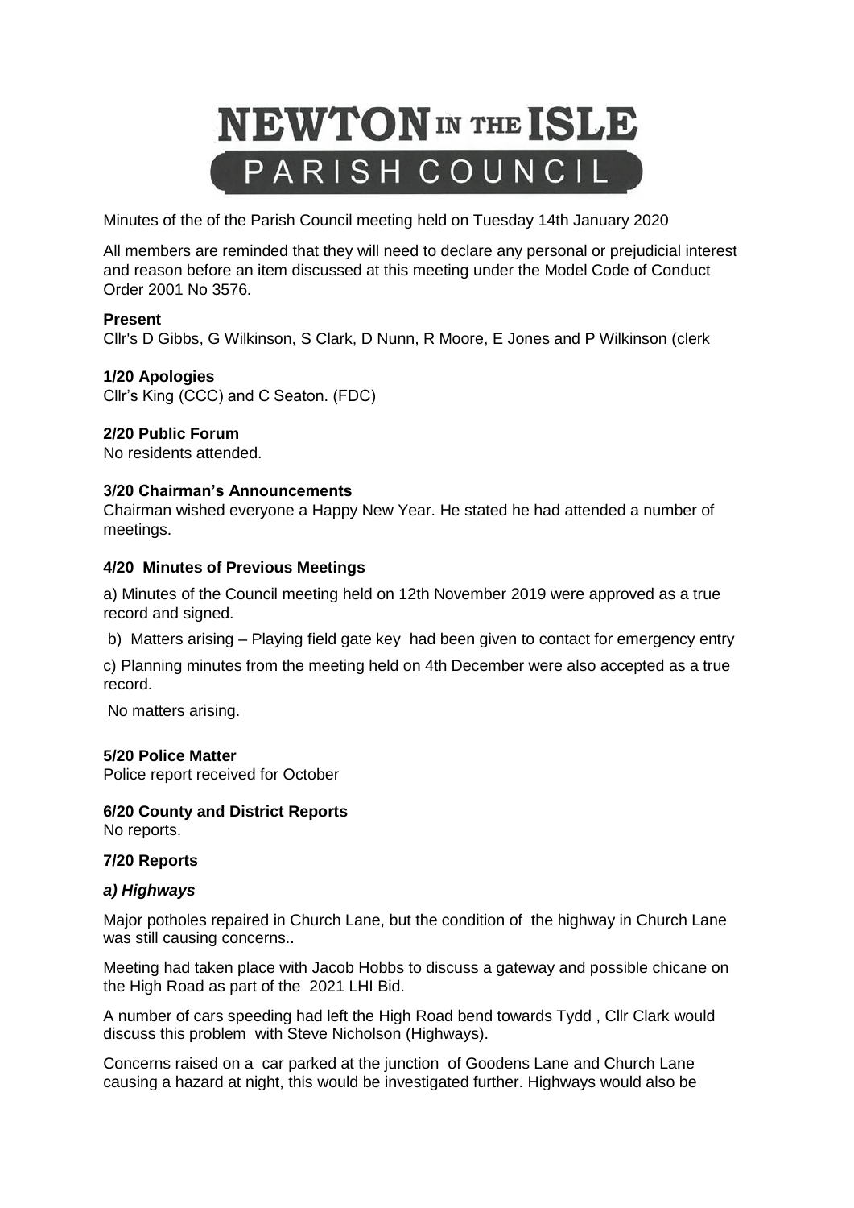# NEWTON IN THE ISLE PARISH COUNCIL

Minutes of the of the Parish Council meeting held on Tuesday 14th January 2020

All members are reminded that they will need to declare any personal or prejudicial interest and reason before an item discussed at this meeting under the Model Code of Conduct Order 2001 No 3576.

**Present**
Cllr's D Gibbs, G Wilkinson, S Clark, D Nunn, R Moore, E Jones and P Wilkinson (clerk

**1/20 Apologies**
Cllr's King (CCC) and C Seaton. (FDC)

**2/20 Public Forum**
No residents attended.

**3/20 Chairman's Announcements**
Chairman wished everyone a Happy New Year. He stated he had attended a number of meetings.

**4/20 Minutes of Previous Meetings**

a) Minutes of the Council meeting held on 12th November 2019 were approved as a true record and signed.

b) Matters arising – Playing field gate key had been given to contact for emergency entry

c) Planning minutes from the meeting held on 4th December were also accepted as a true record.

No matters arising.

**5/20 Police Matter**
Police report received for October

**6/20 County and District Reports**
No reports.

**7/20 Reports**

***a) Highways***

Major potholes repaired in Church Lane, but the condition of the highway in Church Lane was still causing concerns..

Meeting had taken place with Jacob Hobbs to discuss a gateway and possible chicane on the High Road as part of the 2021 LHI Bid.

A number of cars speeding had left the High Road bend towards Tydd , Cllr Clark would discuss this problem with Steve Nicholson (Highways).

Concerns raised on a car parked at the junction of Goodens Lane and Church Lane causing a hazard at night, this would be investigated further. Highways would also be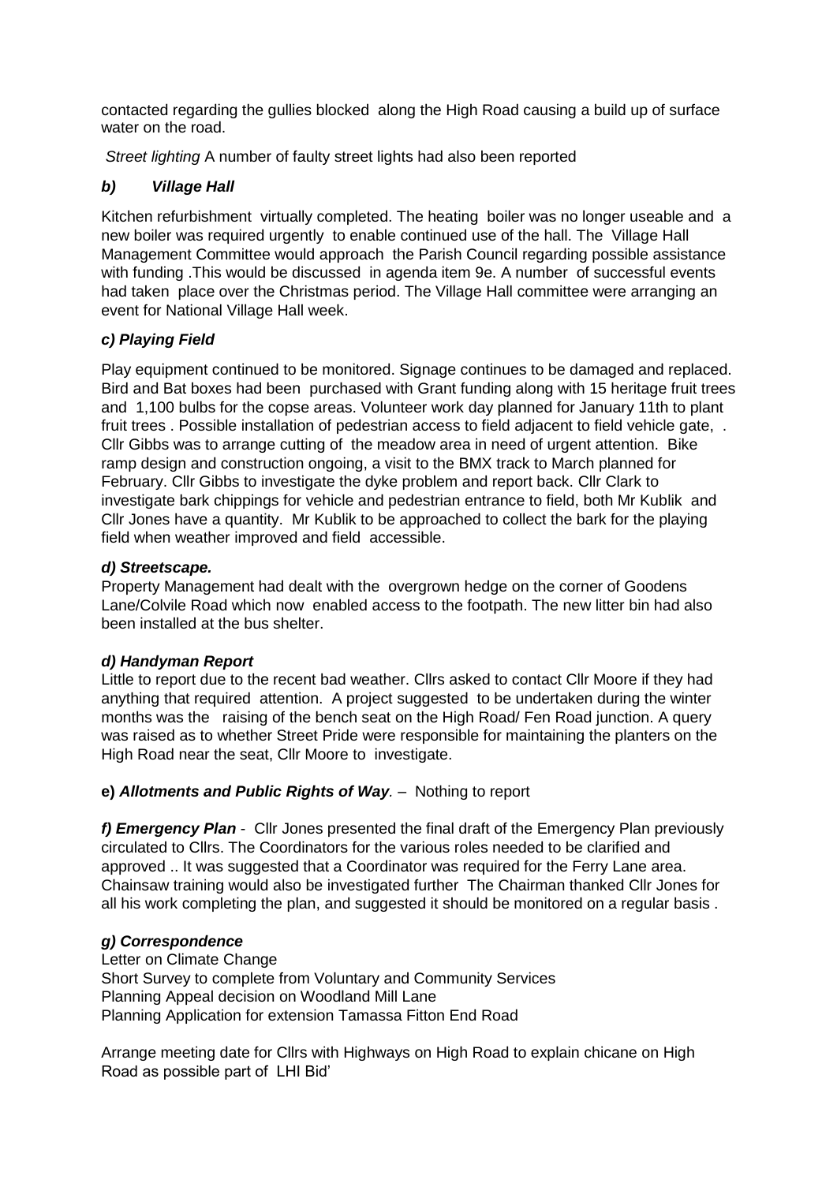contacted regarding the gullies blocked along the High Road causing a build up of surface water on the road.

*Street lighting* A number of faulty street lights had also been reported

### *b) Village Hall*

Kitchen refurbishment virtually completed. The heating boiler was no longer useable and a new boiler was required urgently to enable continued use of the hall. The Village Hall Management Committee would approach the Parish Council regarding possible assistance with funding .This would be discussed in agenda item 9e. A number of successful events had taken place over the Christmas period. The Village Hall committee were arranging an event for National Village Hall week.

### *c) Playing Field*

Play equipment continued to be monitored. Signage continues to be damaged and replaced. Bird and Bat boxes had been purchased with Grant funding along with 15 heritage fruit trees and 1,100 bulbs for the copse areas. Volunteer work day planned for January 11th to plant fruit trees . Possible installation of pedestrian access to field adjacent to field vehicle gate, . Cllr Gibbs was to arrange cutting of the meadow area in need of urgent attention. Bike ramp design and construction ongoing, a visit to the BMX track to March planned for February. Cllr Gibbs to investigate the dyke problem and report back. Cllr Clark to investigate bark chippings for vehicle and pedestrian entrance to field, both Mr Kublik and Cllr Jones have a quantity. Mr Kublik to be approached to collect the bark for the playing field when weather improved and field accessible.

### *d) Streetscape.*

Property Management had dealt with the overgrown hedge on the corner of Goodens Lane/Colvile Road which now enabled access to the footpath. The new litter bin had also been installed at the bus shelter.

### *d) Handyman Report*

Little to report due to the recent bad weather. Cllrs asked to contact Cllr Moore if they had anything that required attention. A project suggested to be undertaken during the winter months was the raising of the bench seat on the High Road/ Fen Road junction. A query was raised as to whether Street Pride were responsible for maintaining the planters on the High Road near the seat, Cllr Moore to investigate.

**e)** ***Allotments and Public Rights of Way**.* – Nothing to report

***f) Emergency Plan*** - Cllr Jones presented the final draft of the Emergency Plan previously circulated to Cllrs. The Coordinators for the various roles needed to be clarified and approved .. It was suggested that a Coordinator was required for the Ferry Lane area. Chainsaw training would also be investigated further The Chairman thanked Cllr Jones for all his work completing the plan, and suggested it should be monitored on a regular basis .

### *g) Correspondence*

Letter on Climate Change
Short Survey to complete from Voluntary and Community Services
Planning Appeal decision on Woodland Mill Lane
Planning Application for extension Tamassa Fitton End Road

Arrange meeting date for Cllrs with Highways on High Road to explain chicane on High Road as possible part of LHI Bid'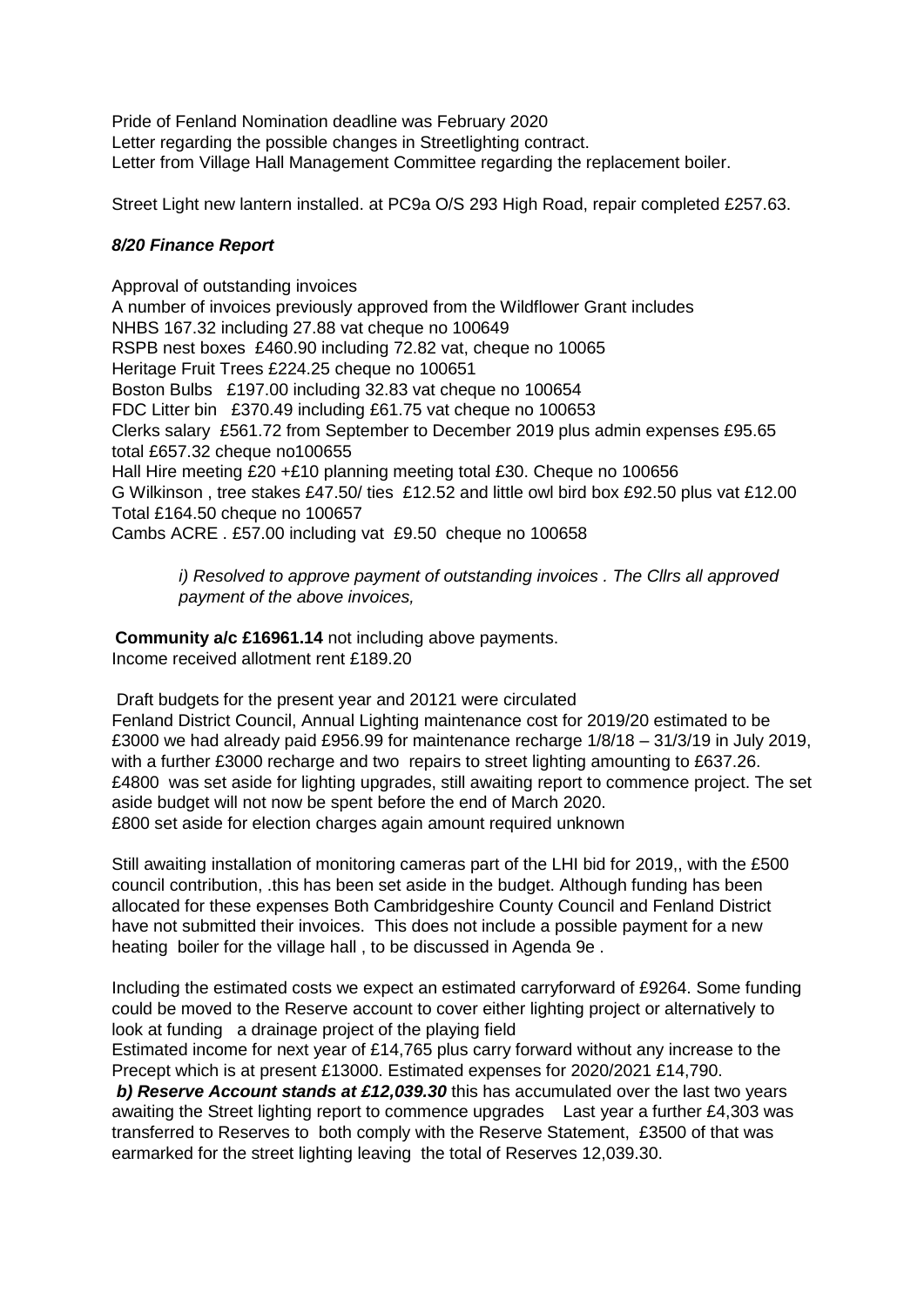Pride of Fenland Nomination deadline was February 2020
Letter regarding the possible changes in Streetlighting contract.
Letter from Village Hall Management Committee regarding the replacement boiler.

Street Light new lantern installed. at PC9a O/S 293 High Road, repair completed £257.63.

### ***8/20 Finance Report***

Approval of outstanding invoices
A number of invoices previously approved from the Wildflower Grant includes
NHBS 167.32 including 27.88 vat cheque no 100649
RSPB nest boxes £460.90 including 72.82 vat, cheque no 10065
Heritage Fruit Trees £224.25 cheque no 100651
Boston Bulbs £197.00 including 32.83 vat cheque no 100654
FDC Litter bin £370.49 including £61.75 vat cheque no 100653
Clerks salary £561.72 from September to December 2019 plus admin expenses £95.65 total £657.32 cheque no100655
Hall Hire meeting £20 +£10 planning meeting total £30. Cheque no 100656
G Wilkinson , tree stakes £47.50/ ties £12.52 and little owl bird box £92.50 plus vat £12.00 Total £164.50 cheque no 100657
Cambs ACRE . £57.00 including vat £9.50 cheque no 100658

> *i) Resolved to approve payment of outstanding invoices . The Cllrs all approved payment of the above invoices,*

**Community a/c £16961.14** not including above payments.
Income received allotment rent £189.20

Draft budgets for the present year and 20121 were circulated
Fenland District Council, Annual Lighting maintenance cost for 2019/20 estimated to be £3000 we had already paid £956.99 for maintenance recharge 1/8/18 – 31/3/19 in July 2019, with a further £3000 recharge and two repairs to street lighting amounting to £637.26. £4800 was set aside for lighting upgrades, still awaiting report to commence project. The set aside budget will not now be spent before the end of March 2020.
£800 set aside for election charges again amount required unknown

Still awaiting installation of monitoring cameras part of the LHI bid for 2019,, with the £500 council contribution, .this has been set aside in the budget. Although funding has been allocated for these expenses Both Cambridgeshire County Council and Fenland District have not submitted their invoices. This does not include a possible payment for a new heating boiler for the village hall , to be discussed in Agenda 9e .

Including the estimated costs we expect an estimated carryforward of £9264. Some funding could be moved to the Reserve account to cover either lighting project or alternatively to look at funding a drainage project of the playing field
Estimated income for next year of £14,765 plus carry forward without any increase to the Precept which is at present £13000. Estimated expenses for 2020/2021 £14,790.
***b) Reserve Account stands at £12,039.30*** this has accumulated over the last two years awaiting the Street lighting report to commence upgrades Last year a further £4,303 was transferred to Reserves to both comply with the Reserve Statement, £3500 of that was earmarked for the street lighting leaving the total of Reserves 12,039.30.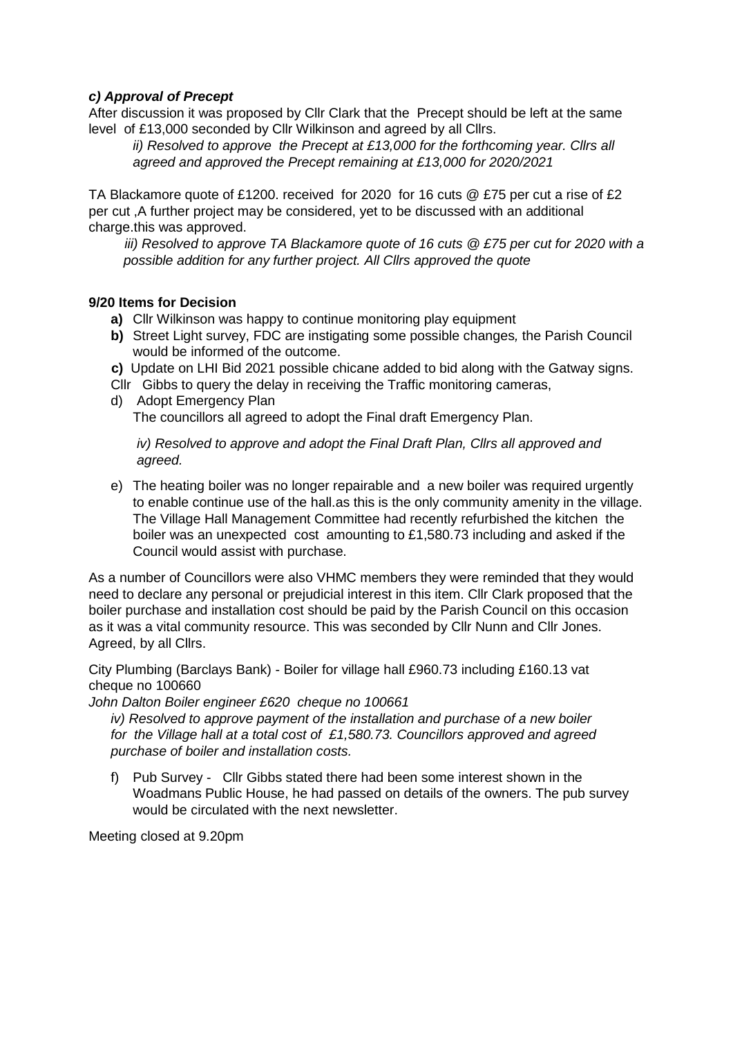### *c) Approval of Precept*

After discussion it was proposed by Cllr Clark that the Precept should be left at the same level of £13,000 seconded by Cllr Wilkinson and agreed by all Cllrs.

*ii) Resolved to approve the Precept at £13,000 for the forthcoming year. Cllrs all agreed and approved the Precept remaining at £13,000 for 2020/2021*

TA Blackamore quote of £1200. received for 2020 for 16 cuts @ £75 per cut a rise of £2 per cut ,A further project may be considered, yet to be discussed with an additional charge.this was approved.

*iii) Resolved to approve TA Blackamore quote of 16 cuts @ £75 per cut for 2020 with a possible addition for any further project. All Cllrs approved the quote*

### 9/20 Items for Decision

- **a)** Cllr Wilkinson was happy to continue monitoring play equipment
- **b)** Street Light survey, FDC are instigating some possible changes, the Parish Council would be informed of the outcome.
- **c)** Update on LHI Bid 2021 possible chicane added to bid along with the Gatway signs. Cllr Gibbs to query the delay in receiving the Traffic monitoring cameras,
- d) Adopt Emergency Plan
  The councillors all agreed to adopt the Final draft Emergency Plan.

  *iv) Resolved to approve and adopt the Final Draft Plan, Cllrs all approved and agreed.*

- e) The heating boiler was no longer repairable and a new boiler was required urgently to enable continue use of the hall.as this is the only community amenity in the village. The Village Hall Management Committee had recently refurbished the kitchen the boiler was an unexpected cost amounting to £1,580.73 including and asked if the Council would assist with purchase.

As a number of Councillors were also VHMC members they were reminded that they would need to declare any personal or prejudicial interest in this item. Cllr Clark proposed that the boiler purchase and installation cost should be paid by the Parish Council on this occasion as it was a vital community resource. This was seconded by Cllr Nunn and Cllr Jones. Agreed, by all Cllrs.

City Plumbing (Barclays Bank) - Boiler for village hall £960.73 including £160.13 vat cheque no 100660

*John Dalton Boiler engineer £620 cheque no 100661*

*iv) Resolved to approve payment of the installation and purchase of a new boiler for the Village hall at a total cost of £1,580.73. Councillors approved and agreed purchase of boiler and installation costs.*

- f) Pub Survey - Cllr Gibbs stated there had been some interest shown in the Woadmans Public House, he had passed on details of the owners. The pub survey would be circulated with the next newsletter.

Meeting closed at 9.20pm